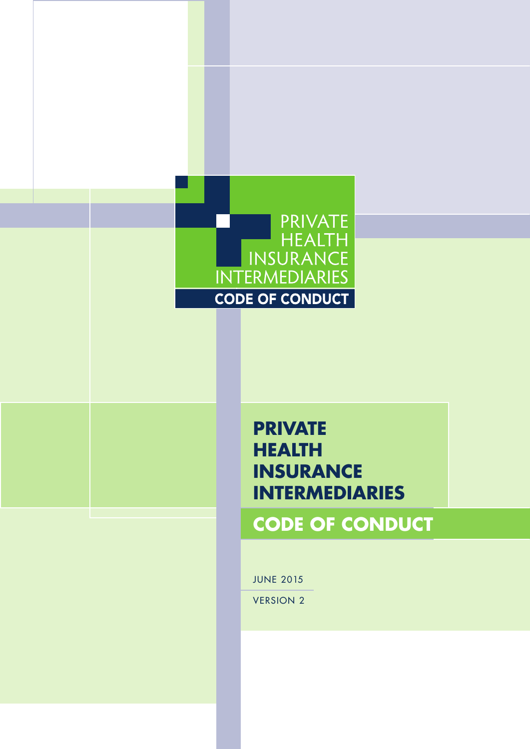PRIVATE HEALTH INSURANCE INTERMEDIARIES

CODE OF CONDUCT

# PRIVATE HEALTH INSURANCE INTERMEDIARIES

## CODE OF CONDUCT

JUNE 2015

VERSION 2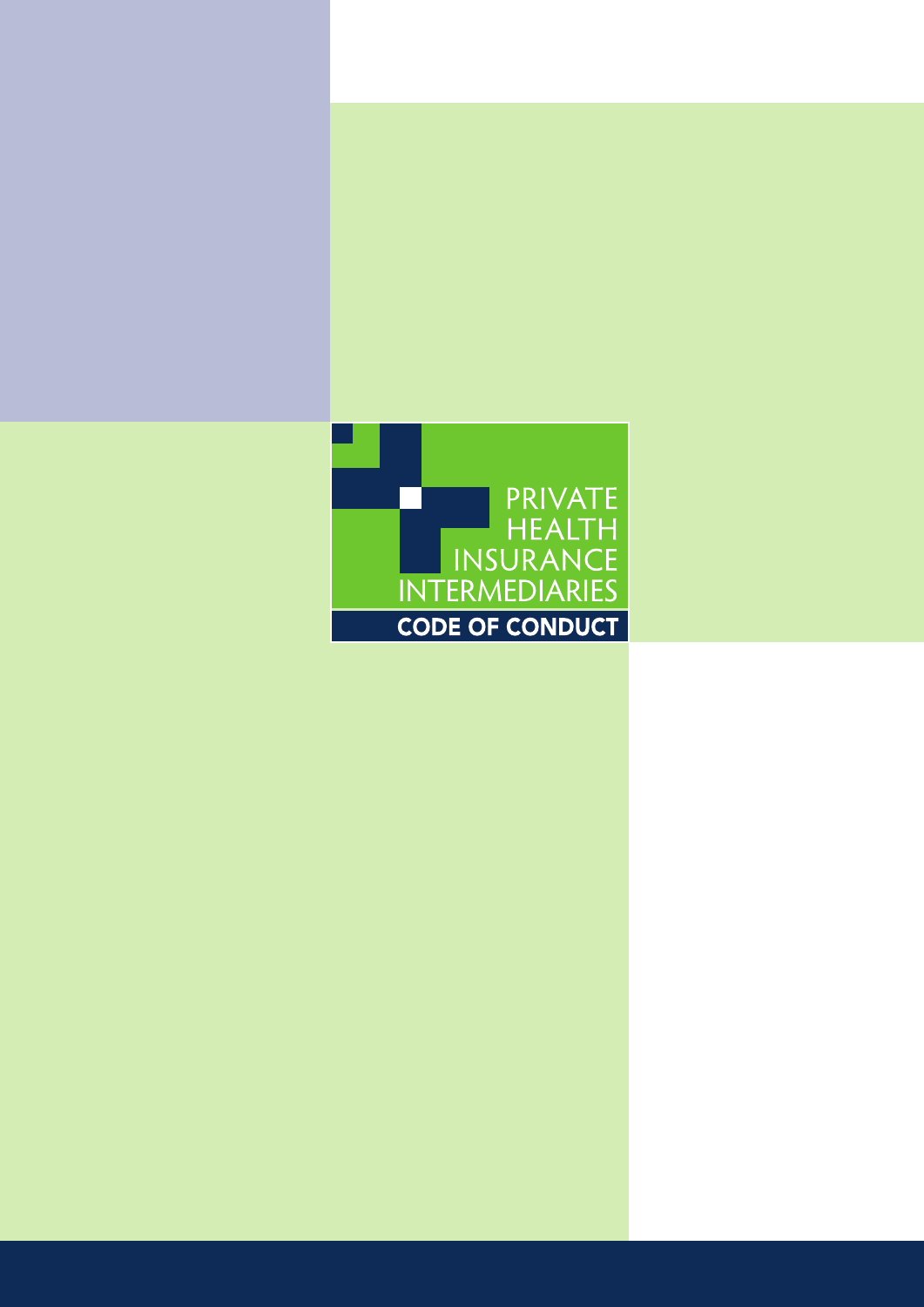PRIVATE HEALTH INSURANCE INTERMEDIARIES

**CODE OF CONDUCT**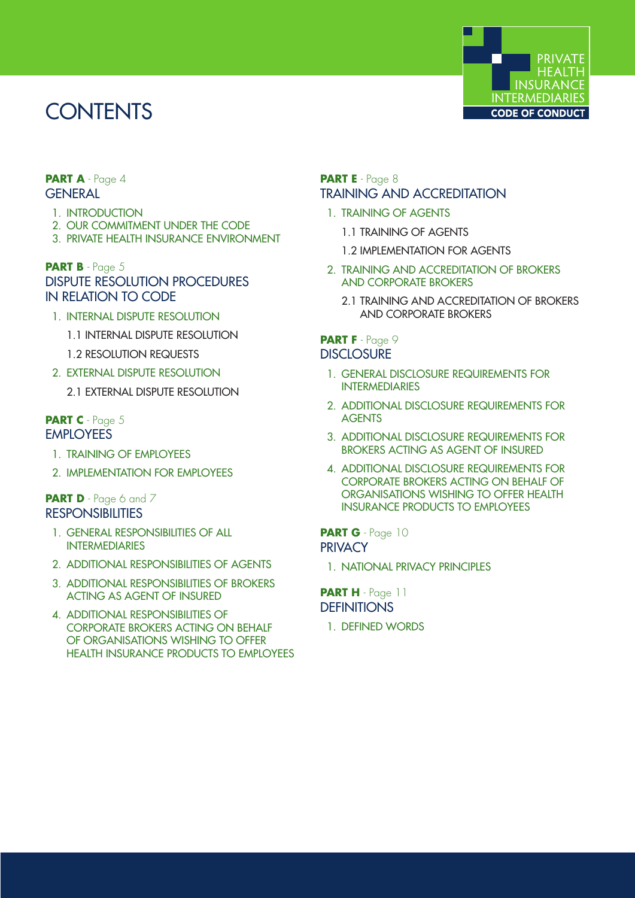# CONTENTS

**PART A** - Page 4

## GENERAL

1. INTRODUCTION
2. OUR COMMITMENT UNDER THE CODE
3. PRIVATE HEALTH INSURANCE ENVIRONMENT

**PART B** - Page 5

## DISPUTE RESOLUTION PROCEDURES IN RELATION TO CODE

1. INTERNAL DISPUTE RESOLUTION
   - 1.1 INTERNAL DISPUTE RESOLUTION
   - 1.2 RESOLUTION REQUESTS
2. EXTERNAL DISPUTE RESOLUTION
   - 2.1 EXTERNAL DISPUTE RESOLUTION

**PART C** - Page 5

## EMPLOYEES

1. TRAINING OF EMPLOYEES
2. IMPLEMENTATION FOR EMPLOYEES

**PART D** - Page 6 and 7

## RESPONSIBILITIES

1. GENERAL RESPONSIBILITIES OF ALL INTERMEDIARIES
2. ADDITIONAL RESPONSIBILITIES OF AGENTS
3. ADDITIONAL RESPONSIBILITIES OF BROKERS ACTING AS AGENT OF INSURED
4. ADDITIONAL RESPONSIBILITIES OF CORPORATE BROKERS ACTING ON BEHALF OF ORGANISATIONS WISHING TO OFFER HEALTH INSURANCE PRODUCTS TO EMPLOYEES

**PART E** - Page 8

## TRAINING AND ACCREDITATION

1. TRAINING OF AGENTS
   - 1.1 TRAINING OF AGENTS
   - 1.2 IMPLEMENTATION FOR AGENTS
2. TRAINING AND ACCREDITATION OF BROKERS AND CORPORATE BROKERS
   - 2.1 TRAINING AND ACCREDITATION OF BROKERS AND CORPORATE BROKERS

**PART F** - Page 9

## DISCLOSURE

1. GENERAL DISCLOSURE REQUIREMENTS FOR INTERMEDIARIES
2. ADDITIONAL DISCLOSURE REQUIREMENTS FOR AGENTS
3. ADDITIONAL DISCLOSURE REQUIREMENTS FOR BROKERS ACTING AS AGENT OF INSURED
4. ADDITIONAL DISCLOSURE REQUIREMENTS FOR CORPORATE BROKERS ACTING ON BEHALF OF ORGANISATIONS WISHING TO OFFER HEALTH INSURANCE PRODUCTS TO EMPLOYEES

**PART G** - Page 10

## PRIVACY

1. NATIONAL PRIVACY PRINCIPLES

**PART H** - Page 11

## DEFINITIONS

1. DEFINED WORDS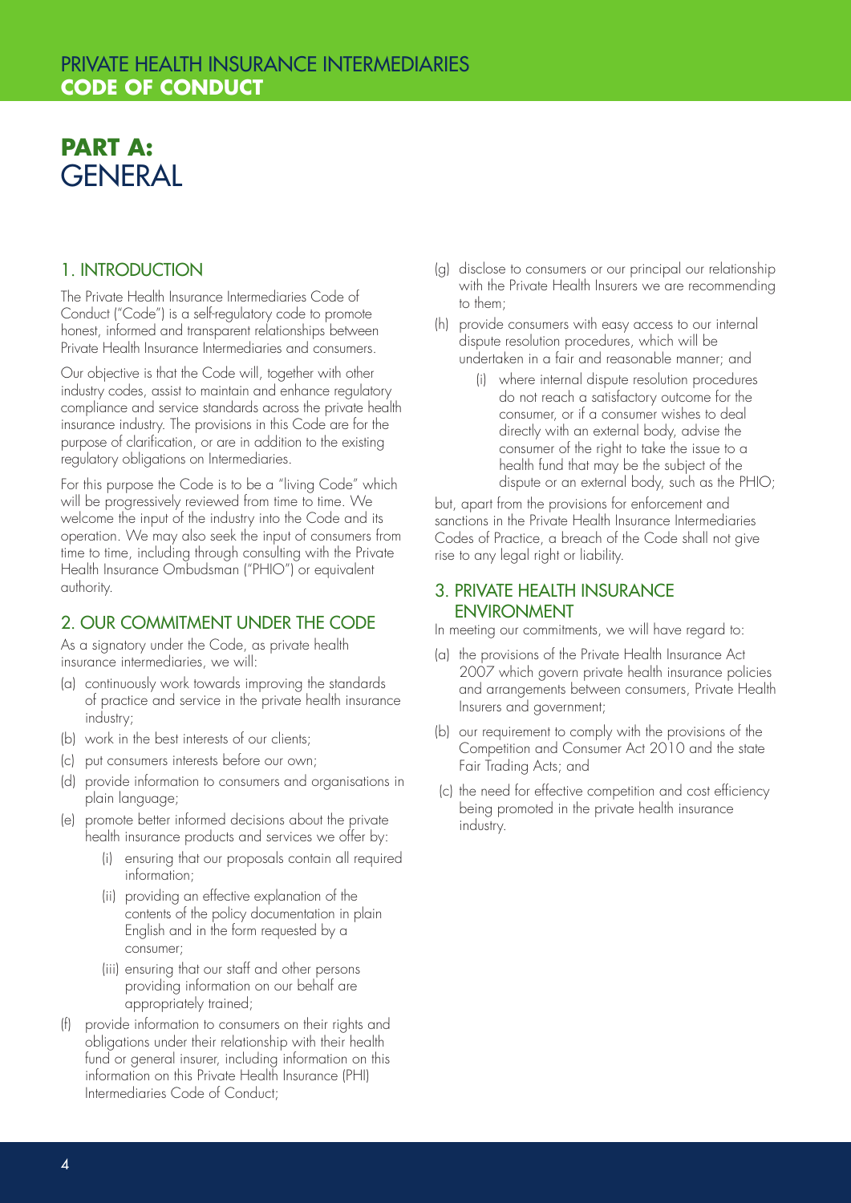# PART A: GENERAL

## 1. INTRODUCTION

The Private Health Insurance Intermediaries Code of Conduct ("Code") is a self-regulatory code to promote honest, informed and transparent relationships between Private Health Insurance Intermediaries and consumers.

Our objective is that the Code will, together with other industry codes, assist to maintain and enhance regulatory compliance and service standards across the private health insurance industry. The provisions in this Code are for the purpose of clarification, or are in addition to the existing regulatory obligations on Intermediaries.

For this purpose the Code is to be a "living Code" which will be progressively reviewed from time to time. We welcome the input of the industry into the Code and its operation. We may also seek the input of consumers from time to time, including through consulting with the Private Health Insurance Ombudsman ("PHIO") or equivalent authority.

## 2. OUR COMMITMENT UNDER THE CODE

As a signatory under the Code, as private health insurance intermediaries, we will:

(a) continuously work towards improving the standards of practice and service in the private health insurance industry;

(b) work in the best interests of our clients;

(c) put consumers interests before our own;

(d) provide information to consumers and organisations in plain language;

(e) promote better informed decisions about the private health insurance products and services we offer by:

  (i) ensuring that our proposals contain all required information;

  (ii) providing an effective explanation of the contents of the policy documentation in plain English and in the form requested by a consumer;

  (iii) ensuring that our staff and other persons providing information on our behalf are appropriately trained;

(f) provide information to consumers on their rights and obligations under their relationship with their health fund or general insurer, including information on this information on this Private Health Insurance (PHI) Intermediaries Code of Conduct;

(g) disclose to consumers or our principal our relationship with the Private Health Insurers we are recommending to them;

(h) provide consumers with easy access to our internal dispute resolution procedures, which will be undertaken in a fair and reasonable manner; and

  (i) where internal dispute resolution procedures do not reach a satisfactory outcome for the consumer, or if a consumer wishes to deal directly with an external body, advise the consumer of the right to take the issue to a health fund that may be the subject of the dispute or an external body, such as the PHIO;

but, apart from the provisions for enforcement and sanctions in the Private Health Insurance Intermediaries Codes of Practice, a breach of the Code shall not give rise to any legal right or liability.

## 3. PRIVATE HEALTH INSURANCE ENVIRONMENT

In meeting our commitments, we will have regard to:

(a) the provisions of the Private Health Insurance Act 2007 which govern private health insurance policies and arrangements between consumers, Private Health Insurers and government;

(b) our requirement to comply with the provisions of the Competition and Consumer Act 2010 and the state Fair Trading Acts; and

(c) the need for effective competition and cost efficiency being promoted in the private health insurance industry.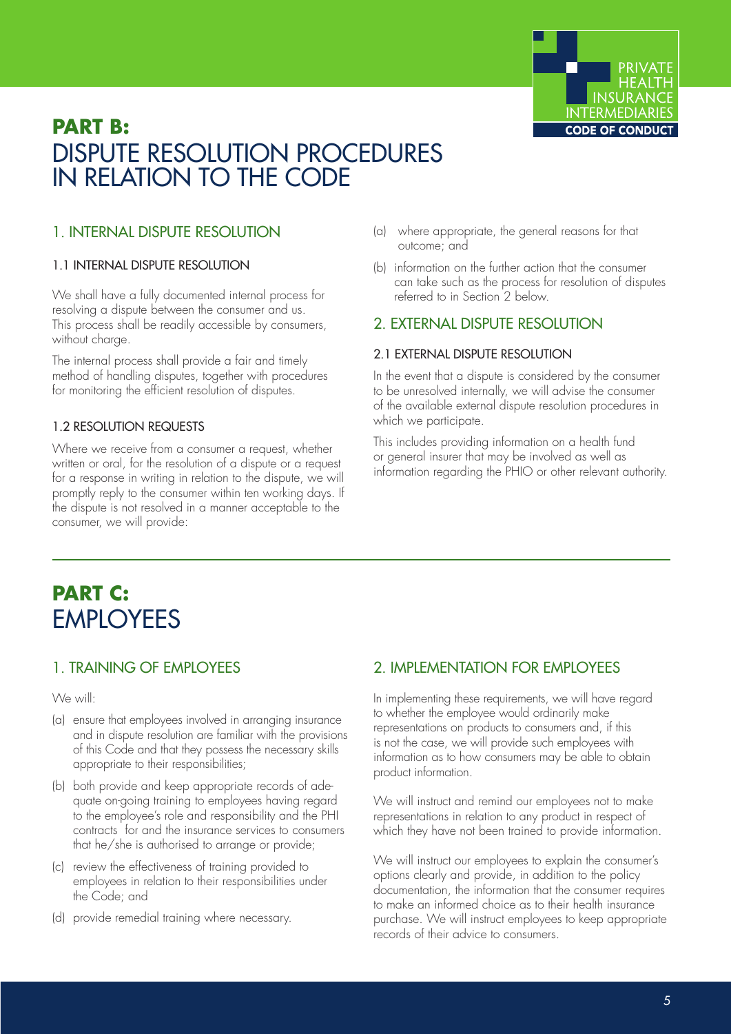# PART B:
# DISPUTE RESOLUTION PROCEDURES IN RELATION TO THE CODE

## 1. INTERNAL DISPUTE RESOLUTION

### 1.1 INTERNAL DISPUTE RESOLUTION

We shall have a fully documented internal process for resolving a dispute between the consumer and us. This process shall be readily accessible by consumers, without charge.

The internal process shall provide a fair and timely method of handling disputes, together with procedures for monitoring the efficient resolution of disputes.

### 1.2 RESOLUTION REQUESTS

Where we receive from a consumer a request, whether written or oral, for the resolution of a dispute or a request for a response in writing in relation to the dispute, we will promptly reply to the consumer within ten working days. If the dispute is not resolved in a manner acceptable to the consumer, we will provide:

(a) where appropriate, the general reasons for that outcome; and

(b) information on the further action that the consumer can take such as the process for resolution of disputes referred to in Section 2 below.

## 2. EXTERNAL DISPUTE RESOLUTION

### 2.1 EXTERNAL DISPUTE RESOLUTION

In the event that a dispute is considered by the consumer to be unresolved internally, we will advise the consumer of the available external dispute resolution procedures in which we participate.

This includes providing information on a health fund or general insurer that may be involved as well as information regarding the PHIO or other relevant authority.

# PART C:
# EMPLOYEES

## 1. TRAINING OF EMPLOYEES

We will:

(a) ensure that employees involved in arranging insurance and in dispute resolution are familiar with the provisions of this Code and that they possess the necessary skills appropriate to their responsibilities;

(b) both provide and keep appropriate records of adequate on-going training to employees having regard to the employee's role and responsibility and the PHI contracts for and the insurance services to consumers that he/she is authorised to arrange or provide;

(c) review the effectiveness of training provided to employees in relation to their responsibilities under the Code; and

(d) provide remedial training where necessary.

## 2. IMPLEMENTATION FOR EMPLOYEES

In implementing these requirements, we will have regard to whether the employee would ordinarily make representations on products to consumers and, if this is not the case, we will provide such employees with information as to how consumers may be able to obtain product information.

We will instruct and remind our employees not to make representations in relation to any product in respect of which they have not been trained to provide information.

We will instruct our employees to explain the consumer's options clearly and provide, in addition to the policy documentation, the information that the consumer requires to make an informed choice as to their health insurance purchase. We will instruct employees to keep appropriate records of their advice to consumers.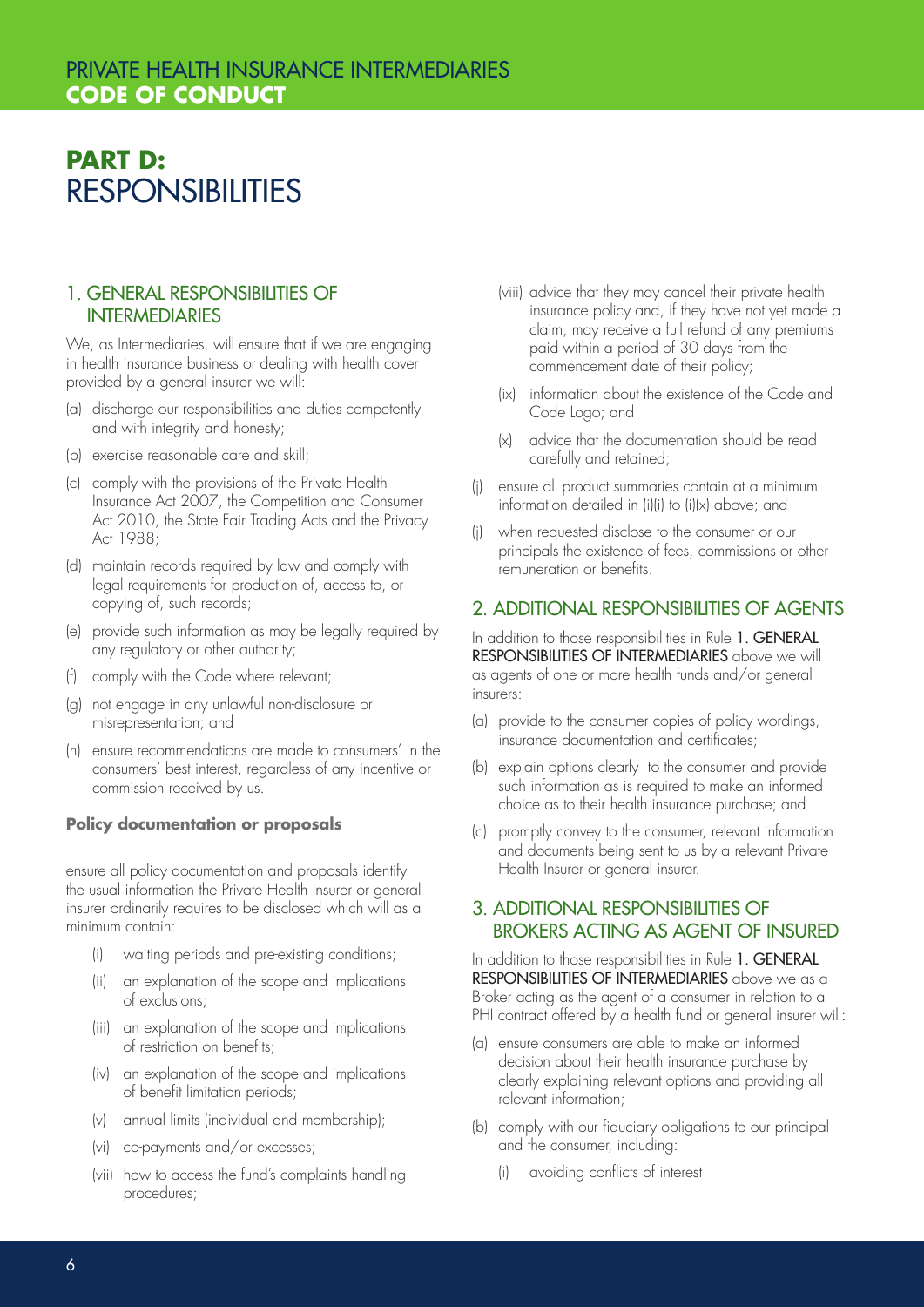# PART D: RESPONSIBILITIES

## 1. GENERAL RESPONSIBILITIES OF INTERMEDIARIES

We, as Intermediaries, will ensure that if we are engaging in health insurance business or dealing with health cover provided by a general insurer we will:

(a) discharge our responsibilities and duties competently and with integrity and honesty;

(b) exercise reasonable care and skill;

(c) comply with the provisions of the Private Health Insurance Act 2007, the Competition and Consumer Act 2010, the State Fair Trading Acts and the Privacy Act 1988;

(d) maintain records required by law and comply with legal requirements for production of, access to, or copying of, such records;

(e) provide such information as may be legally required by any regulatory or other authority;

(f) comply with the Code where relevant;

(g) not engage in any unlawful non-disclosure or misrepresentation; and

(h) ensure recommendations are made to consumers' in the consumers' best interest, regardless of any incentive or commission received by us.

**Policy documentation or proposals**

ensure all policy documentation and proposals identify the usual information the Private Health Insurer or general insurer ordinarily requires to be disclosed which will as a minimum contain:

(i) waiting periods and pre-existing conditions;

(ii) an explanation of the scope and implications of exclusions;

(iii) an explanation of the scope and implications of restriction on benefits;

(iv) an explanation of the scope and implications of benefit limitation periods;

(v) annual limits (individual and membership);

(vi) co-payments and/or excesses;

(vii) how to access the fund's complaints handling procedures;

(viii) advice that they may cancel their private health insurance policy and, if they have not yet made a claim, may receive a full refund of any premiums paid within a period of 30 days from the commencement date of their policy;

(ix) information about the existence of the Code and Code Logo; and

(x) advice that the documentation should be read carefully and retained;

(j) ensure all product summaries contain at a minimum information detailed in (i)(i) to (i)(x) above; and

(j) when requested disclose to the consumer or our principals the existence of fees, commissions or other remuneration or benefits.

## 2. ADDITIONAL RESPONSIBILITIES OF AGENTS

In addition to those responsibilities in Rule 1. GENERAL RESPONSIBILITIES OF INTERMEDIARIES above we will as agents of one or more health funds and/or general insurers:

(a) provide to the consumer copies of policy wordings, insurance documentation and certificates;

(b) explain options clearly to the consumer and provide such information as is required to make an informed choice as to their health insurance purchase; and

(c) promptly convey to the consumer, relevant information and documents being sent to us by a relevant Private Health Insurer or general insurer.

## 3. ADDITIONAL RESPONSIBILITIES OF BROKERS ACTING AS AGENT OF INSURED

In addition to those responsibilities in Rule 1. GENERAL RESPONSIBILITIES OF INTERMEDIARIES above we as a Broker acting as the agent of a consumer in relation to a PHI contract offered by a health fund or general insurer will:

(a) ensure consumers are able to make an informed decision about their health insurance purchase by clearly explaining relevant options and providing all relevant information;

(b) comply with our fiduciary obligations to our principal and the consumer, including:

(i) avoiding conflicts of interest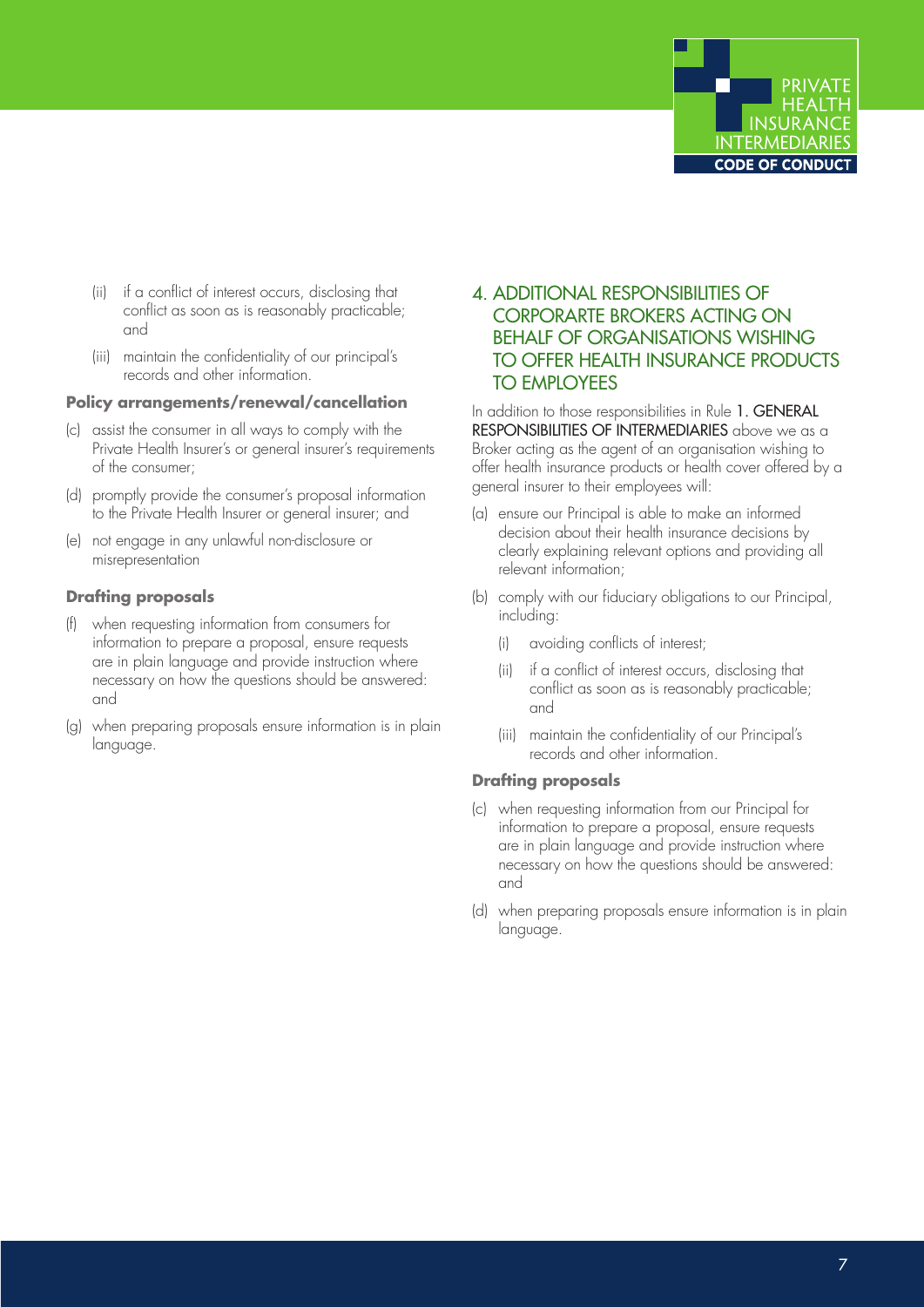(ii) if a conflict of interest occurs, disclosing that conflict as soon as is reasonably practicable; and

(iii) maintain the confidentiality of our principal's records and other information.

**Policy arrangements/renewal/cancellation**

(c) assist the consumer in all ways to comply with the Private Health Insurer's or general insurer's requirements of the consumer;

(d) promptly provide the consumer's proposal information to the Private Health Insurer or general insurer; and

(e) not engage in any unlawful non-disclosure or misrepresentation

**Drafting proposals**

(f) when requesting information from consumers for information to prepare a proposal, ensure requests are in plain language and provide instruction where necessary on how the questions should be answered: and

(g) when preparing proposals ensure information is in plain language.

## 4. ADDITIONAL RESPONSIBILITIES OF CORPORARTE BROKERS ACTING ON BEHALF OF ORGANISATIONS WISHING TO OFFER HEALTH INSURANCE PRODUCTS TO EMPLOYEES

In addition to those responsibilities in Rule 1. GENERAL RESPONSIBILITIES OF INTERMEDIARIES above we as a Broker acting as the agent of an organisation wishing to offer health insurance products or health cover offered by a general insurer to their employees will:

(a) ensure our Principal is able to make an informed decision about their health insurance decisions by clearly explaining relevant options and providing all relevant information;

(b) comply with our fiduciary obligations to our Principal, including:

  (i) avoiding conflicts of interest;

  (ii) if a conflict of interest occurs, disclosing that conflict as soon as is reasonably practicable; and

  (iii) maintain the confidentiality of our Principal's records and other information.

**Drafting proposals**

(c) when requesting information from our Principal for information to prepare a proposal, ensure requests are in plain language and provide instruction where necessary on how the questions should be answered: and

(d) when preparing proposals ensure information is in plain language.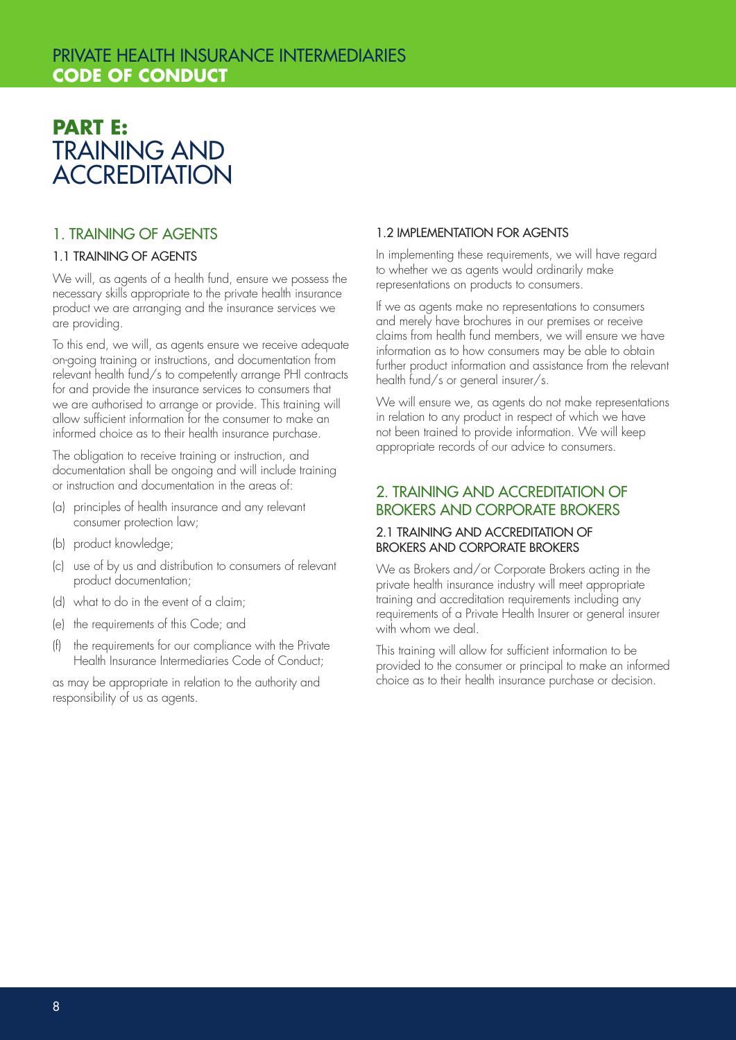# PART E: TRAINING AND ACCREDITATION

## 1. TRAINING OF AGENTS

### 1.1 TRAINING OF AGENTS

We will, as agents of a health fund, ensure we possess the necessary skills appropriate to the private health insurance product we are arranging and the insurance services we are providing.

To this end, we will, as agents ensure we receive adequate on-going training or instructions, and documentation from relevant health fund/s to competently arrange PHI contracts for and provide the insurance services to consumers that we are authorised to arrange or provide. This training will allow sufficient information for the consumer to make an informed choice as to their health insurance purchase.

The obligation to receive training or instruction, and documentation shall be ongoing and will include training or instruction and documentation in the areas of:

(a) principles of health insurance and any relevant consumer protection law;

(b) product knowledge;

(c) use of by us and distribution to consumers of relevant product documentation;

(d) what to do in the event of a claim;

(e) the requirements of this Code; and

(f) the requirements for our compliance with the Private Health Insurance Intermediaries Code of Conduct;

as may be appropriate in relation to the authority and responsibility of us as agents.

### 1.2 IMPLEMENTATION FOR AGENTS

In implementing these requirements, we will have regard to whether we as agents would ordinarily make representations on products to consumers.

If we as agents make no representations to consumers and merely have brochures in our premises or receive claims from health fund members, we will ensure we have information as to how consumers may be able to obtain further product information and assistance from the relevant health fund/s or general insurer/s.

We will ensure we, as agents do not make representations in relation to any product in respect of which we have not been trained to provide information. We will keep appropriate records of our advice to consumers.

## 2. TRAINING AND ACCREDITATION OF BROKERS AND CORPORATE BROKERS

### 2.1 TRAINING AND ACCREDITATION OF BROKERS AND CORPORATE BROKERS

We as Brokers and/or Corporate Brokers acting in the private health insurance industry will meet appropriate training and accreditation requirements including any requirements of a Private Health Insurer or general insurer with whom we deal.

This training will allow for sufficient information to be provided to the consumer or principal to make an informed choice as to their health insurance purchase or decision.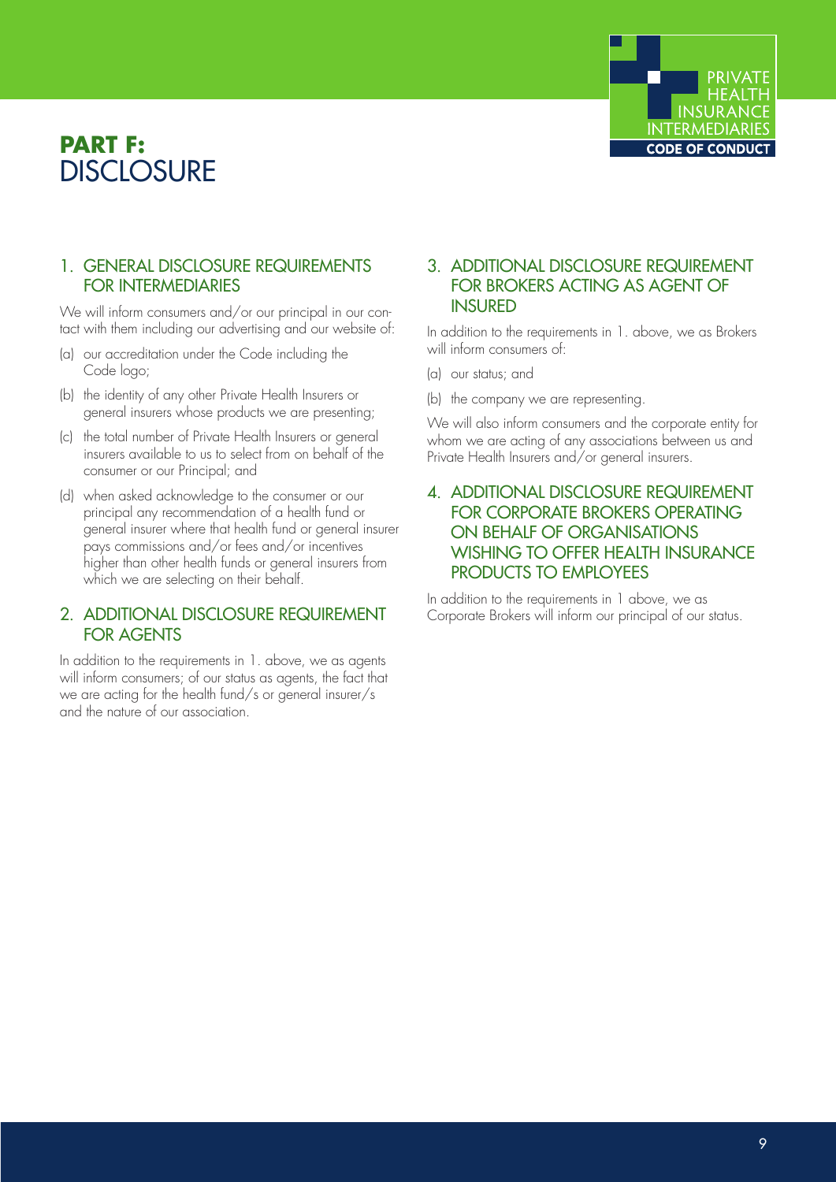# PART F: DISCLOSURE

## 1. GENERAL DISCLOSURE REQUIREMENTS FOR INTERMEDIARIES

We will inform consumers and/or our principal in our contact with them including our advertising and our website of:

(a) our accreditation under the Code including the Code logo;

(b) the identity of any other Private Health Insurers or general insurers whose products we are presenting;

(c) the total number of Private Health Insurers or general insurers available to us to select from on behalf of the consumer or our Principal; and

(d) when asked acknowledge to the consumer or our principal any recommendation of a health fund or general insurer where that health fund or general insurer pays commissions and/or fees and/or incentives higher than other health funds or general insurers from which we are selecting on their behalf.

## 2. ADDITIONAL DISCLOSURE REQUIREMENT FOR AGENTS

In addition to the requirements in 1. above, we as agents will inform consumers; of our status as agents, the fact that we are acting for the health fund/s or general insurer/s and the nature of our association.

## 3. ADDITIONAL DISCLOSURE REQUIREMENT FOR BROKERS ACTING AS AGENT OF INSURED

In addition to the requirements in 1. above, we as Brokers will inform consumers of:

(a) our status; and

(b) the company we are representing.

We will also inform consumers and the corporate entity for whom we are acting of any associations between us and Private Health Insurers and/or general insurers.

## 4. ADDITIONAL DISCLOSURE REQUIREMENT FOR CORPORATE BROKERS OPERATING ON BEHALF OF ORGANISATIONS WISHING TO OFFER HEALTH INSURANCE PRODUCTS TO EMPLOYEES

In addition to the requirements in 1 above, we as Corporate Brokers will inform our principal of our status.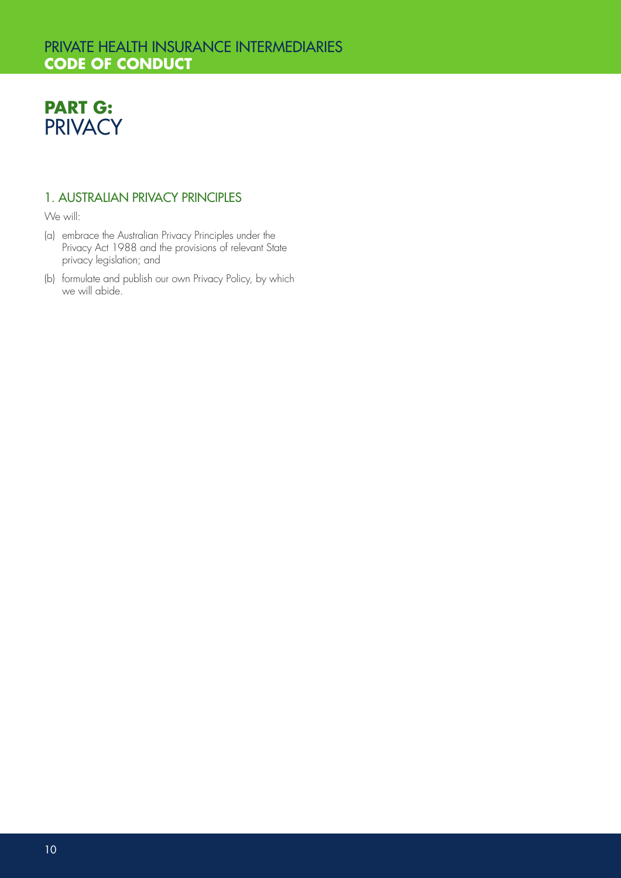# PART G: PRIVACY

## 1. AUSTRALIAN PRIVACY PRINCIPLES

We will:

(a) embrace the Australian Privacy Principles under the Privacy Act 1988 and the provisions of relevant State privacy legislation; and

(b) formulate and publish our own Privacy Policy, by which we will abide.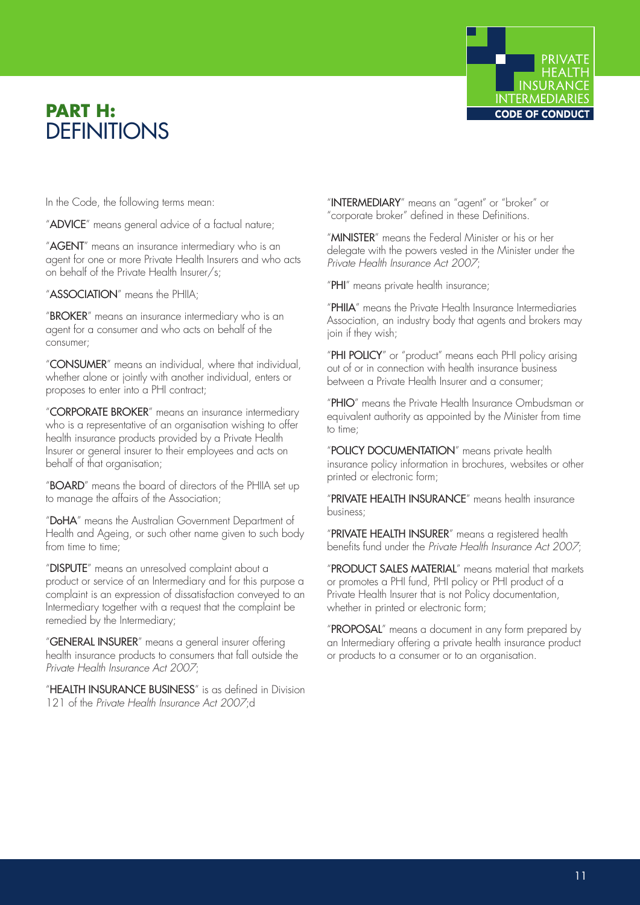# PART H: DEFINITIONS

In the Code, the following terms mean:

"**ADVICE**" means general advice of a factual nature;

"**AGENT**" means an insurance intermediary who is an agent for one or more Private Health Insurers and who acts on behalf of the Private Health Insurer/s;

"**ASSOCIATION**" means the PHIIA;

"**BROKER**" means an insurance intermediary who is an agent for a consumer and who acts on behalf of the consumer;

"**CONSUMER**" means an individual, where that individual, whether alone or jointly with another individual, enters or proposes to enter into a PHI contract;

"**CORPORATE BROKER**" means an insurance intermediary who is a representative of an organisation wishing to offer health insurance products provided by a Private Health Insurer or general insurer to their employees and acts on behalf of that organisation;

"**BOARD**" means the board of directors of the PHIIA set up to manage the affairs of the Association;

"**DoHA**" means the Australian Government Department of Health and Ageing, or such other name given to such body from time to time;

"**DISPUTE**" means an unresolved complaint about a product or service of an Intermediary and for this purpose a complaint is an expression of dissatisfaction conveyed to an Intermediary together with a request that the complaint be remedied by the Intermediary;

"**GENERAL INSURER**" means a general insurer offering health insurance products to consumers that fall outside the *Private Health Insurance Act 2007*;

"**HEALTH INSURANCE BUSINESS**" is as defined in Division 121 of the *Private Health Insurance Act 2007*;d

"**INTERMEDIARY**" means an "agent" or "broker" or "corporate broker" defined in these Definitions.

"**MINISTER**" means the Federal Minister or his or her delegate with the powers vested in the Minister under the *Private Health Insurance Act 2007*;

"**PHI**" means private health insurance;

"**PHIIA**" means the Private Health Insurance Intermediaries Association, an industry body that agents and brokers may join if they wish;

"**PHI POLICY**" or "product" means each PHI policy arising out of or in connection with health insurance business between a Private Health Insurer and a consumer;

"**PHIO**" means the Private Health Insurance Ombudsman or equivalent authority as appointed by the Minister from time to time;

"**POLICY DOCUMENTATION**" means private health insurance policy information in brochures, websites or other printed or electronic form;

"**PRIVATE HEALTH INSURANCE**" means health insurance business;

"**PRIVATE HEALTH INSURER**" means a registered health benefits fund under the *Private Health Insurance Act 2007*;

"**PRODUCT SALES MATERIAL**" means material that markets or promotes a PHI fund, PHI policy or PHI product of a Private Health Insurer that is not Policy documentation, whether in printed or electronic form;

"**PROPOSAL**" means a document in any form prepared by an Intermediary offering a private health insurance product or products to a consumer or to an organisation.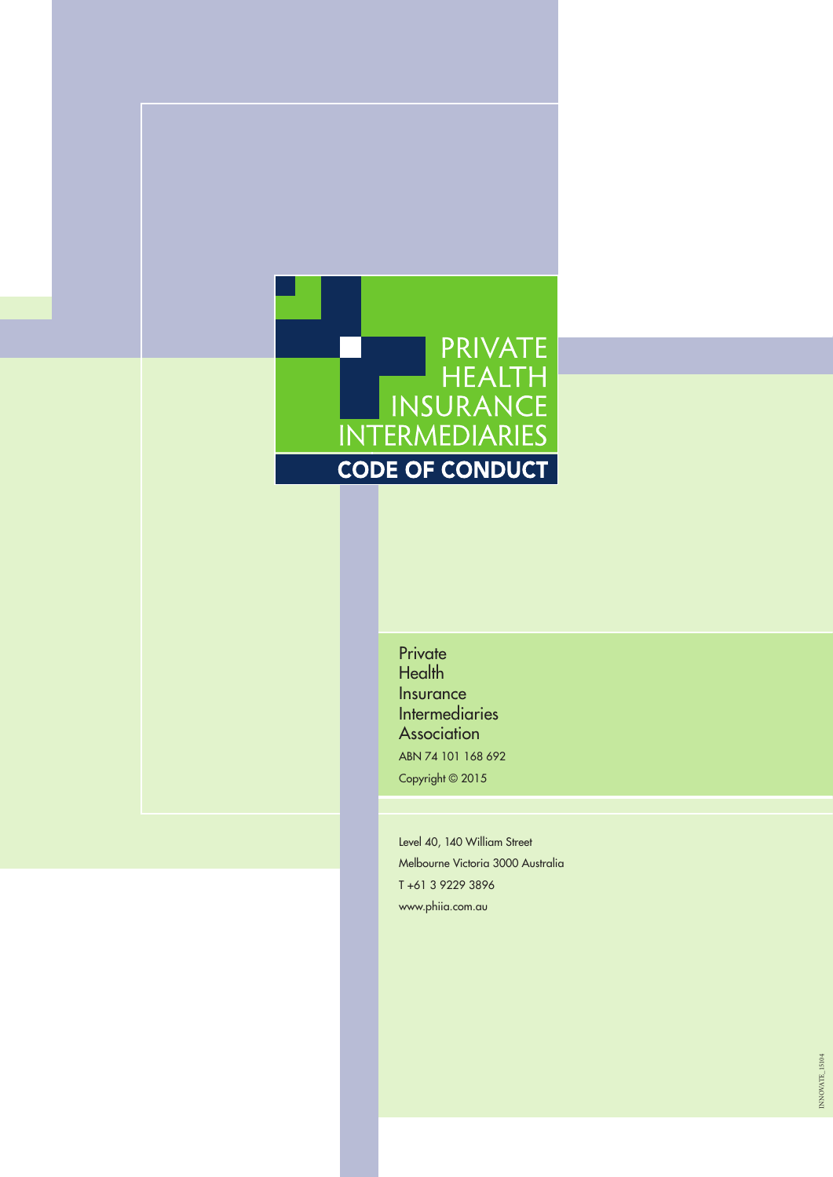PRIVATE HEALTH INSURANCE INTERMEDIARIES

**CODE OF CONDUCT**

Private
Health
Insurance
Intermediaries
Association

ABN 74 101 168 692

Copyright © 2015

Level 40, 140 William Street

Melbourne Victoria 3000 Australia

T +61 3 9229 3896

www.phiia.com.au

INNOVATE_15104